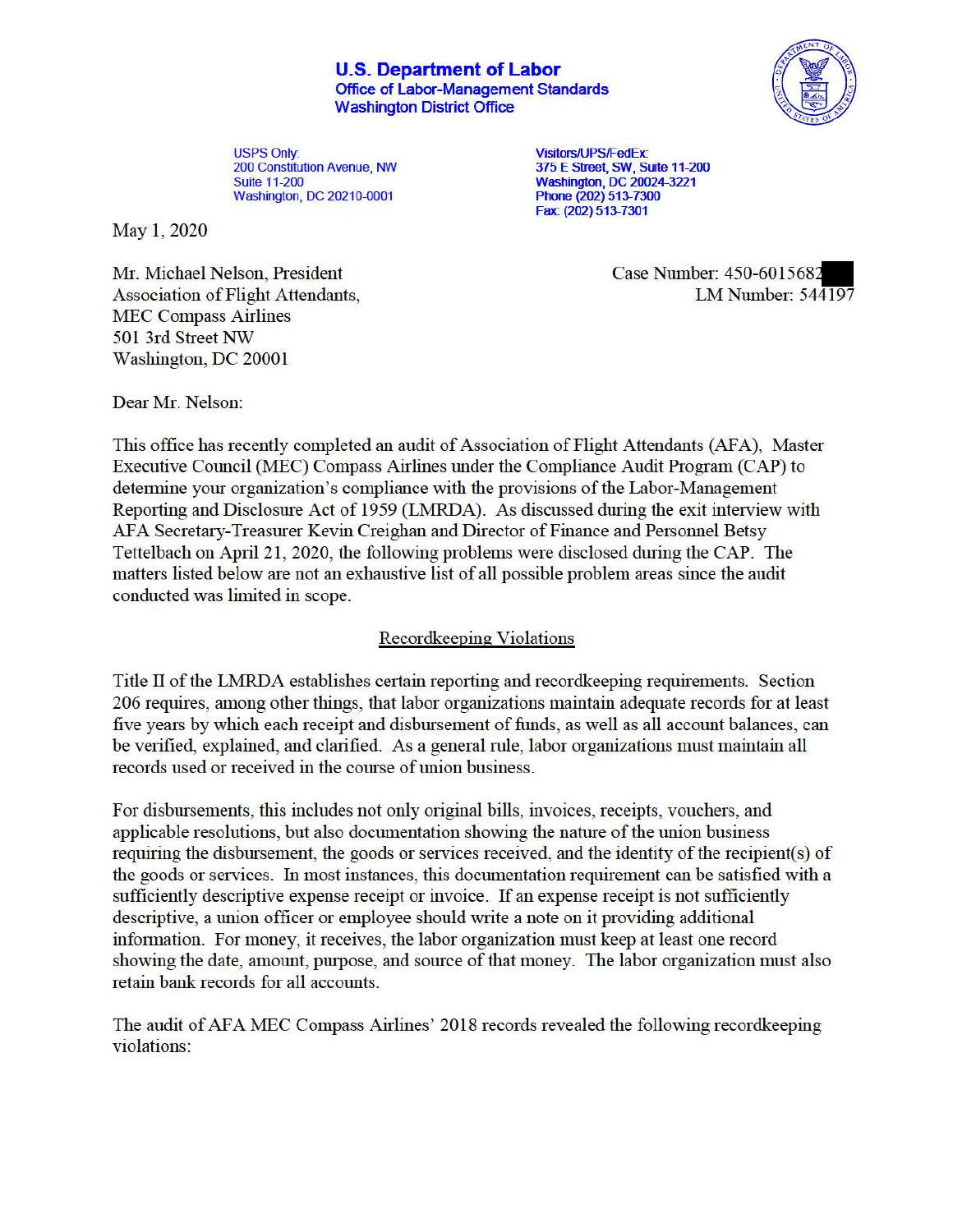**U.S. Department of Labor**
Office of Labor-Management Standards
Washington District Office

USPS Only:
200 Constitution Avenue, NW
Suite 11-200
Washington, DC 20210-0001

Visitors/UPS/FedEx:
375 E Street, SW, Suite 11-200
Washington, DC 20024-3221
Phone (202) 513-7300
Fax: (202) 513-7301

May 1, 2020

Mr. Michael Nelson, President
Association of Flight Attendants,
MEC Compass Airlines
501 3rd Street NW
Washington, DC 20001

Case Number: 450-6015682
LM Number: 544197

Dear Mr. Nelson:

This office has recently completed an audit of Association of Flight Attendants (AFA), Master Executive Council (MEC) Compass Airlines under the Compliance Audit Program (CAP) to determine your organization's compliance with the provisions of the Labor-Management Reporting and Disclosure Act of 1959 (LMRDA). As discussed during the exit interview with AFA Secretary-Treasurer Kevin Creighan and Director of Finance and Personnel Betsy Tettelbach on April 21, 2020, the following problems were disclosed during the CAP. The matters listed below are not an exhaustive list of all possible problem areas since the audit conducted was limited in scope.

## Recordkeeping Violations

Title II of the LMRDA establishes certain reporting and recordkeeping requirements. Section 206 requires, among other things, that labor organizations maintain adequate records for at least five years by which each receipt and disbursement of funds, as well as all account balances, can be verified, explained, and clarified. As a general rule, labor organizations must maintain all records used or received in the course of union business.

For disbursements, this includes not only original bills, invoices, receipts, vouchers, and applicable resolutions, but also documentation showing the nature of the union business requiring the disbursement, the goods or services received, and the identity of the recipient(s) of the goods or services. In most instances, this documentation requirement can be satisfied with a sufficiently descriptive expense receipt or invoice. If an expense receipt is not sufficiently descriptive, a union officer or employee should write a note on it providing additional information. For money, it receives, the labor organization must keep at least one record showing the date, amount, purpose, and source of that money. The labor organization must also retain bank records for all accounts.

The audit of AFA MEC Compass Airlines' 2018 records revealed the following recordkeeping violations: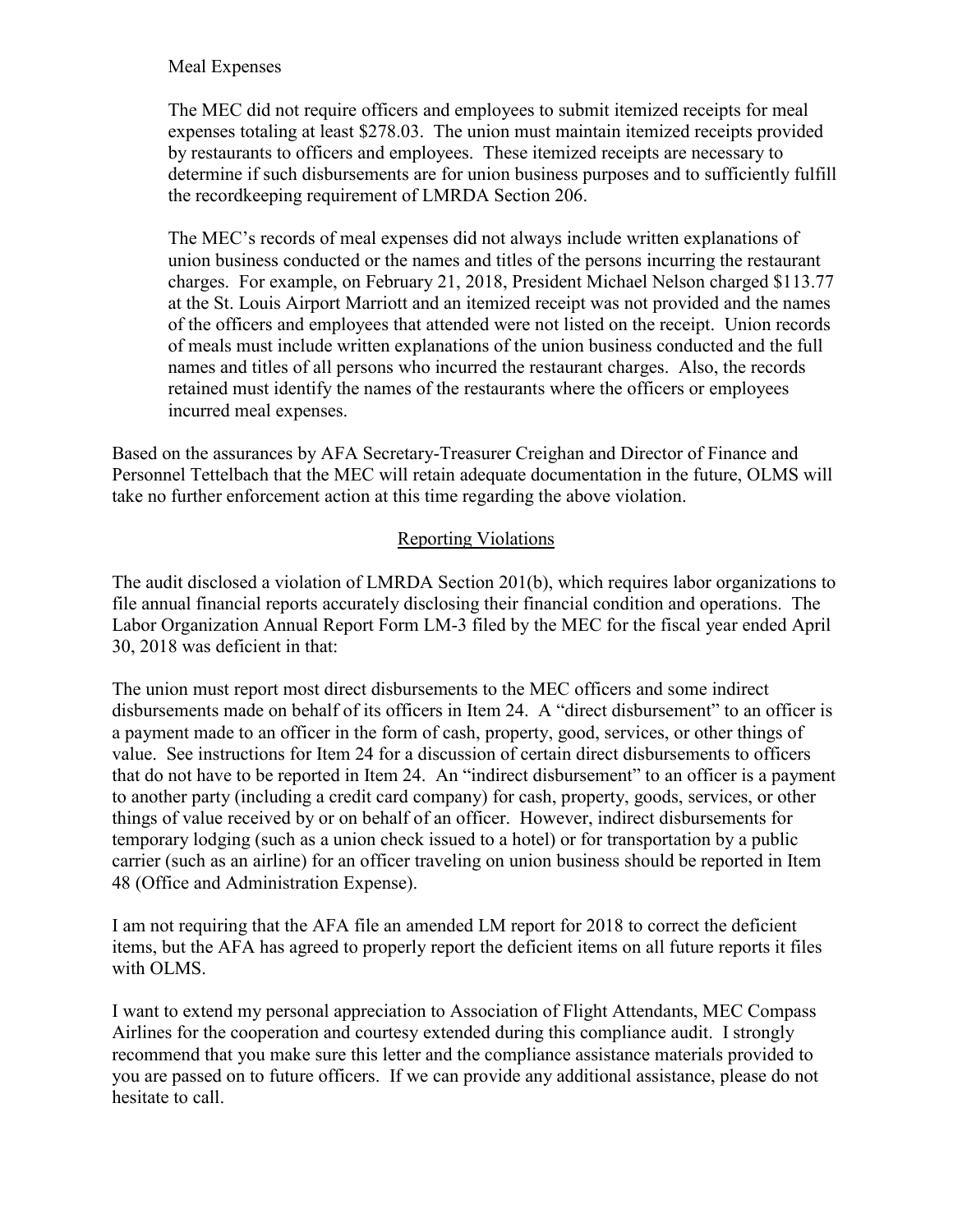Meal Expenses

The MEC did not require officers and employees to submit itemized receipts for meal expenses totaling at least $278.03. The union must maintain itemized receipts provided by restaurants to officers and employees. These itemized receipts are necessary to determine if such disbursements are for union business purposes and to sufficiently fulfill the recordkeeping requirement of LMRDA Section 206.

The MEC's records of meal expenses did not always include written explanations of union business conducted or the names and titles of the persons incurring the restaurant charges. For example, on February 21, 2018, President Michael Nelson charged $113.77 at the St. Louis Airport Marriott and an itemized receipt was not provided and the names of the officers and employees that attended were not listed on the receipt. Union records of meals must include written explanations of the union business conducted and the full names and titles of all persons who incurred the restaurant charges. Also, the records retained must identify the names of the restaurants where the officers or employees incurred meal expenses.

Based on the assurances by AFA Secretary-Treasurer Creighan and Director of Finance and Personnel Tettelbach that the MEC will retain adequate documentation in the future, OLMS will take no further enforcement action at this time regarding the above violation.

## Reporting Violations

The audit disclosed a violation of LMRDA Section 201(b), which requires labor organizations to file annual financial reports accurately disclosing their financial condition and operations. The Labor Organization Annual Report Form LM-3 filed by the MEC for the fiscal year ended April 30, 2018 was deficient in that:

The union must report most direct disbursements to the MEC officers and some indirect disbursements made on behalf of its officers in Item 24. A "direct disbursement" to an officer is a payment made to an officer in the form of cash, property, good, services, or other things of value. See instructions for Item 24 for a discussion of certain direct disbursements to officers that do not have to be reported in Item 24. An "indirect disbursement" to an officer is a payment to another party (including a credit card company) for cash, property, goods, services, or other things of value received by or on behalf of an officer. However, indirect disbursements for temporary lodging (such as a union check issued to a hotel) or for transportation by a public carrier (such as an airline) for an officer traveling on union business should be reported in Item 48 (Office and Administration Expense).

I am not requiring that the AFA file an amended LM report for 2018 to correct the deficient items, but the AFA has agreed to properly report the deficient items on all future reports it files with OLMS.

I want to extend my personal appreciation to Association of Flight Attendants, MEC Compass Airlines for the cooperation and courtesy extended during this compliance audit. I strongly recommend that you make sure this letter and the compliance assistance materials provided to you are passed on to future officers. If we can provide any additional assistance, please do not hesitate to call.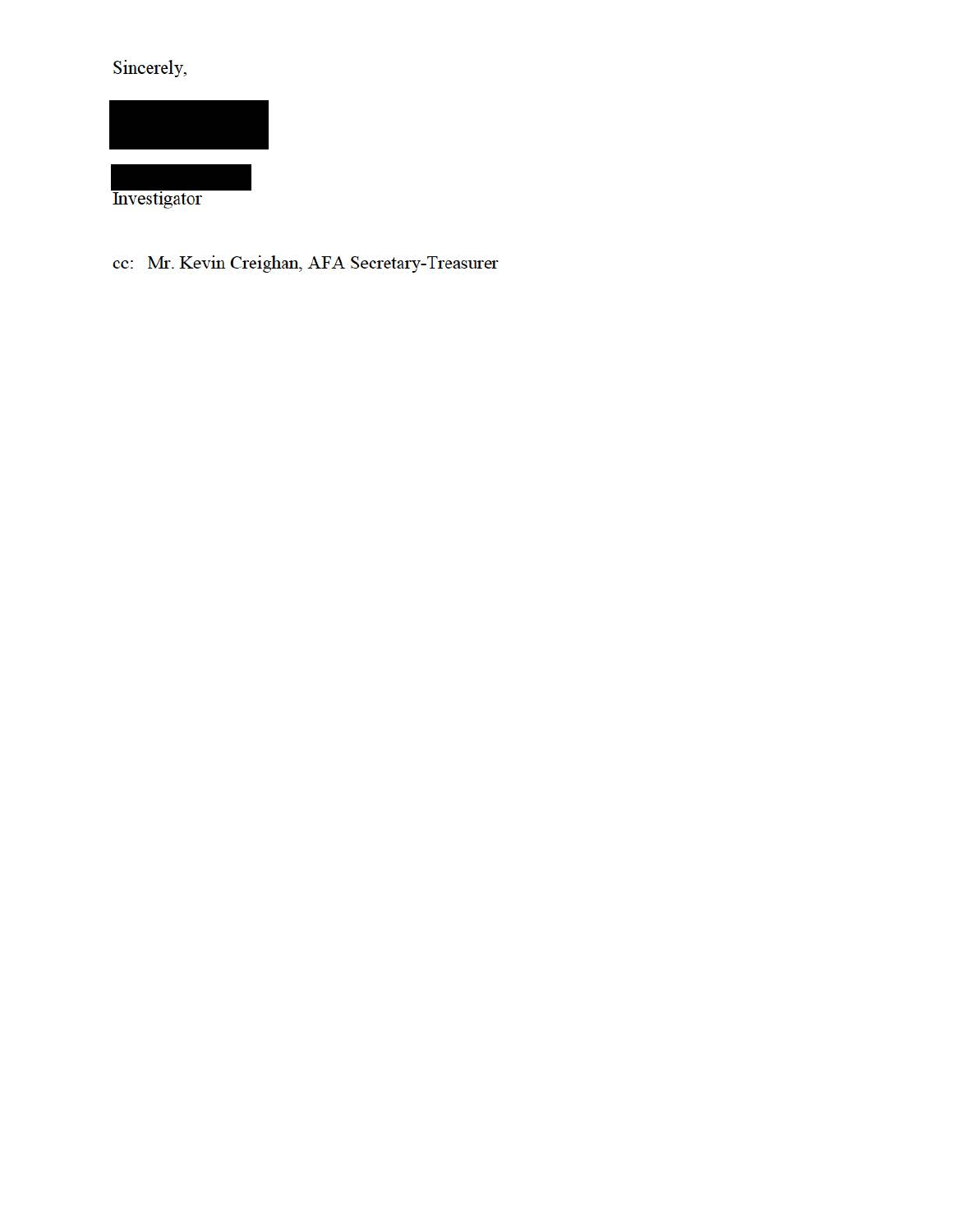Sincerely,

Investigator

cc: Mr. Kevin Creighan, AFA Secretary-Treasurer